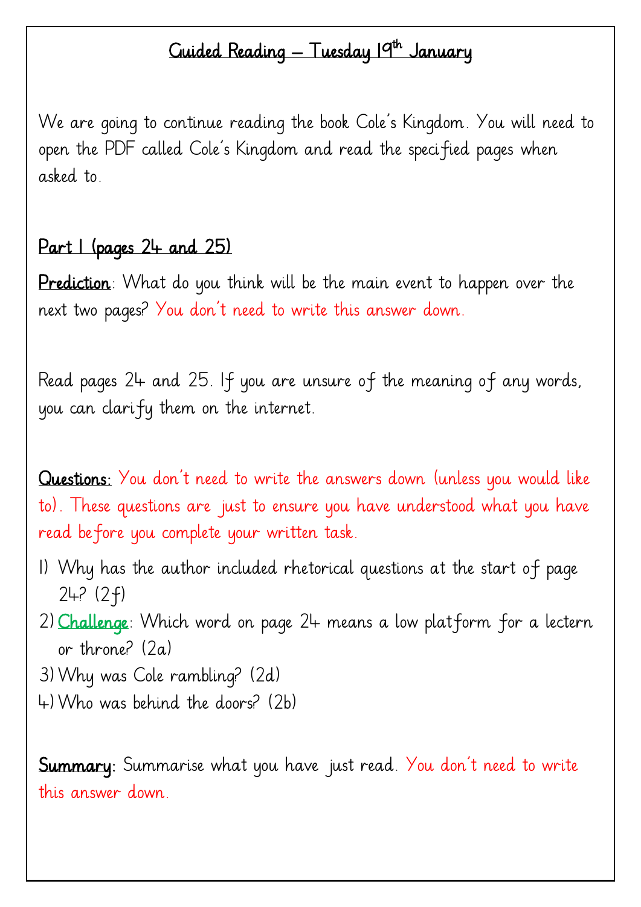# Guided Reading – Tuesday 19th January

We are going to continue reading the book Cole's Kingdom. You will need to open the PDF called Cole's Kingdom and read the specified pages when asked to.

## Part 1 (pages 24 and 25)

**Prediction**: What do you think will be the main event to happen over the next two pages? You don't need to write this answer down.

Read pages 24 and 25. If you are unsure of the meaning of any words, you can clarify them on the internet.

**Questions:** You don't need to write the answers down (unless you would like to). These questions are just to ensure you have understood what you have read before you complete your written task.

1) Why has the author included rhetorical questions at the start of page 24? (2f)
2) **Challenge**: Which word on page 24 means a low platform for a lectern or throne? (2a)
3) Why was Cole rambling? (2d)
4) Who was behind the doors? (2b)

**Summary:** Summarise what you have just read. You don't need to write this answer down.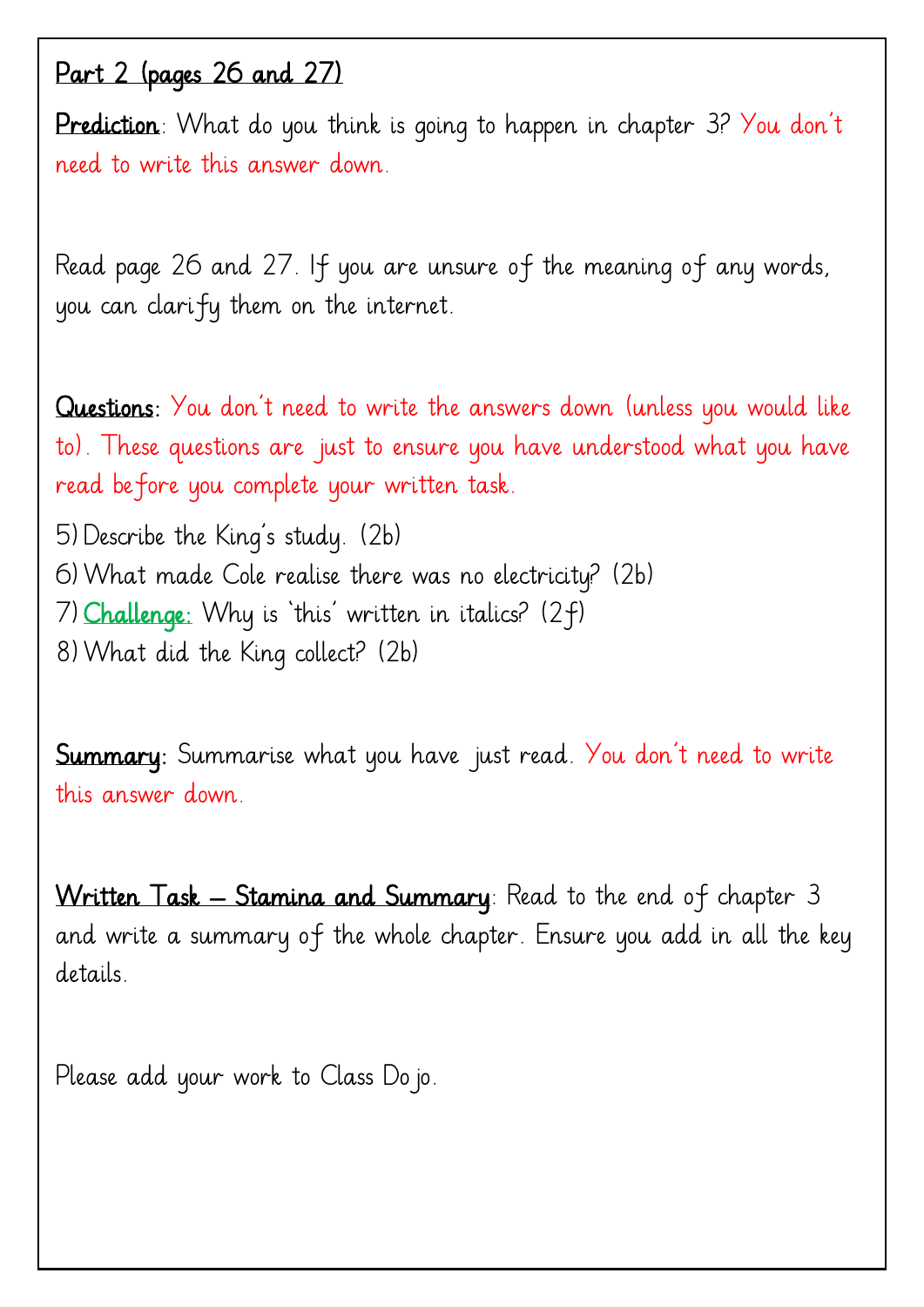## Part 2 (pages 26 and 27)

**Prediction**: What do you think is going to happen in chapter 3? You don't need to write this answer down.

Read page 26 and 27. If you are unsure of the meaning of any words, you can clarify them on the internet.

**Questions**: You don't need to write the answers down (unless you would like to). These questions are just to ensure you have understood what you have read before you complete your written task.

5) Describe the King's study. (2b)
6) What made Cole realise there was no electricity? (2b)
7) **Challenge:** Why is 'this' written in italics? (2f)
8) What did the King collect? (2b)

**Summary:** Summarise what you have just read. You don't need to write this answer down.

**Written Task – Stamina and Summary**: Read to the end of chapter 3 and write a summary of the whole chapter. Ensure you add in all the key details.

Please add your work to Class Dojo.